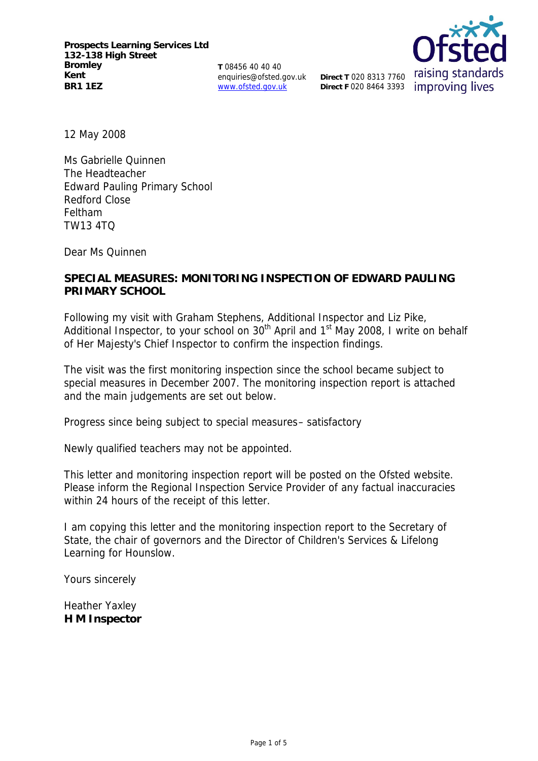**Prospects Learning Services Ltd**
**132-138 High Street**
**Bromley**
**Kent**
**BR1 1EZ**

**T** 08456 40 40 40
enquiries@ofsted.gov.uk
www.ofsted.gov.uk

**Direct T** 020 8313 7760
**Direct F** 020 8464 3393

12 May 2008

Ms Gabrielle Quinnen
The Headteacher
Edward Pauling Primary School
Redford Close
Feltham
TW13 4TQ

Dear Ms Quinnen

**SPECIAL MEASURES: MONITORING INSPECTION OF EDWARD PAULING PRIMARY SCHOOL**

Following my visit with Graham Stephens, Additional Inspector and Liz Pike, Additional Inspector, to your school on 30th April and 1st May 2008, I write on behalf of Her Majesty's Chief Inspector to confirm the inspection findings.

The visit was the first monitoring inspection since the school became subject to special measures in December 2007. The monitoring inspection report is attached and the main judgements are set out below.

Progress since being subject to special measures– satisfactory

Newly qualified teachers may not be appointed.

This letter and monitoring inspection report will be posted on the Ofsted website. Please inform the Regional Inspection Service Provider of any factual inaccuracies within 24 hours of the receipt of this letter.

I am copying this letter and the monitoring inspection report to the Secretary of State, the chair of governors and the Director of Children's Services & Lifelong Learning for Hounslow.

Yours sincerely

Heather Yaxley
**H M Inspector**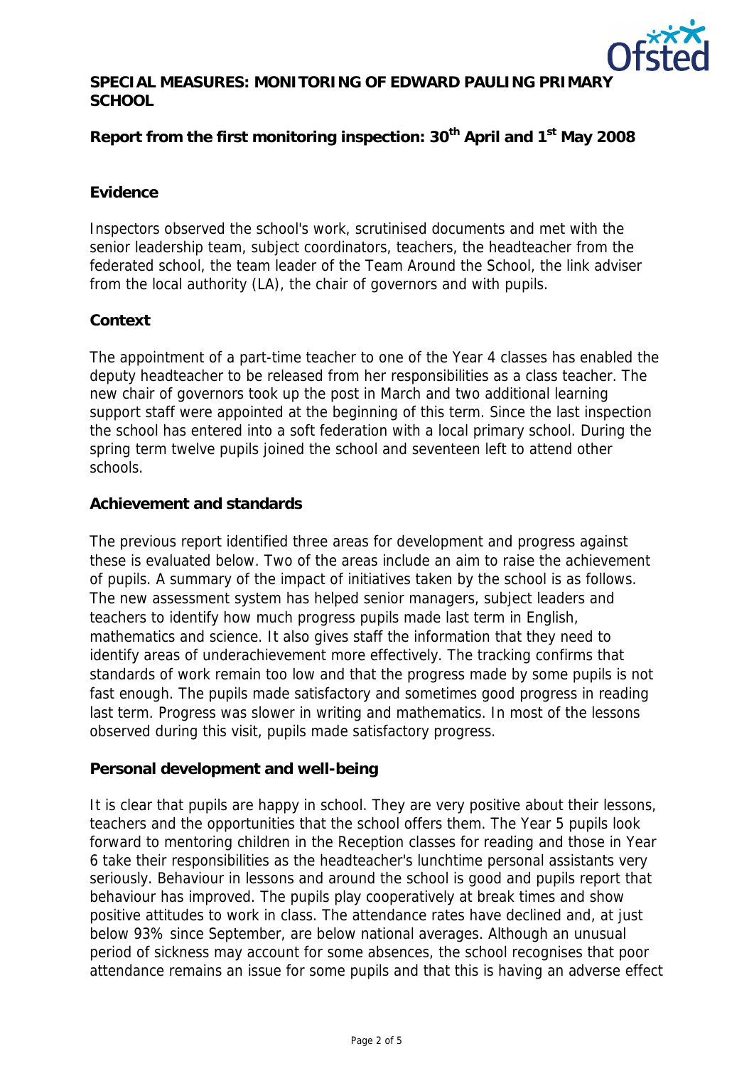**SPECIAL MEASURES: MONITORING OF EDWARD PAULING PRIMARY SCHOOL**

**Report from the first monitoring inspection: 30th April and 1st May 2008**

**Evidence**

Inspectors observed the school's work, scrutinised documents and met with the senior leadership team, subject coordinators, teachers, the headteacher from the federated school, the team leader of the Team Around the School, the link adviser from the local authority (LA), the chair of governors and with pupils.

**Context**

The appointment of a part-time teacher to one of the Year 4 classes has enabled the deputy headteacher to be released from her responsibilities as a class teacher. The new chair of governors took up the post in March and two additional learning support staff were appointed at the beginning of this term. Since the last inspection the school has entered into a soft federation with a local primary school. During the spring term twelve pupils joined the school and seventeen left to attend other schools.

**Achievement and standards**

The previous report identified three areas for development and progress against these is evaluated below. Two of the areas include an aim to raise the achievement of pupils. A summary of the impact of initiatives taken by the school is as follows. The new assessment system has helped senior managers, subject leaders and teachers to identify how much progress pupils made last term in English, mathematics and science. It also gives staff the information that they need to identify areas of underachievement more effectively. The tracking confirms that standards of work remain too low and that the progress made by some pupils is not fast enough. The pupils made satisfactory and sometimes good progress in reading last term. Progress was slower in writing and mathematics. In most of the lessons observed during this visit, pupils made satisfactory progress.

**Personal development and well-being**

It is clear that pupils are happy in school. They are very positive about their lessons, teachers and the opportunities that the school offers them. The Year 5 pupils look forward to mentoring children in the Reception classes for reading and those in Year 6 take their responsibilities as the headteacher's lunchtime personal assistants very seriously. Behaviour in lessons and around the school is good and pupils report that behaviour has improved. The pupils play cooperatively at break times and show positive attitudes to work in class. The attendance rates have declined and, at just below 93% since September, are below national averages. Although an unusual period of sickness may account for some absences, the school recognises that poor attendance remains an issue for some pupils and that this is having an adverse effect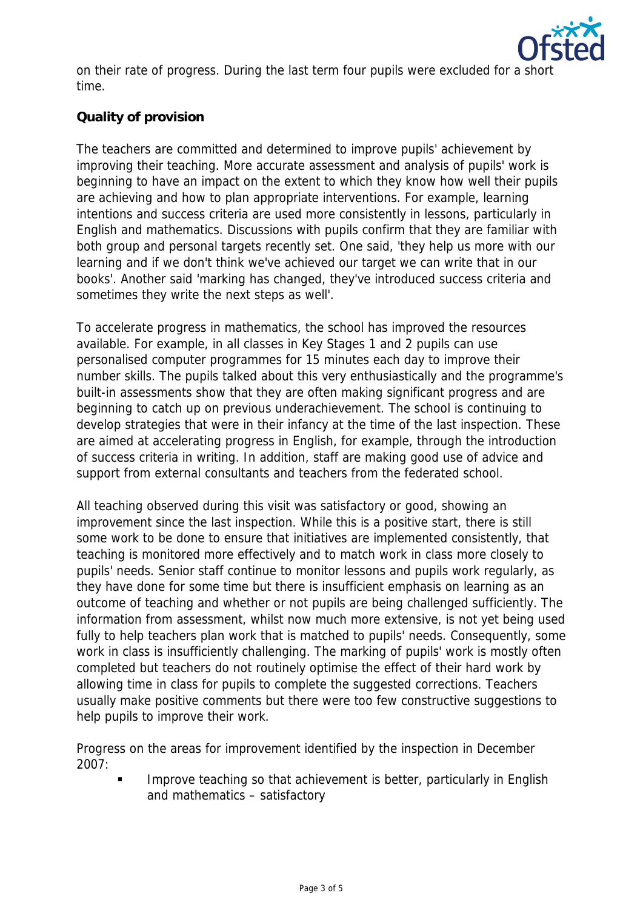on their rate of progress. During the last term four pupils were excluded for a short time.

**Quality of provision**

The teachers are committed and determined to improve pupils' achievement by improving their teaching. More accurate assessment and analysis of pupils' work is beginning to have an impact on the extent to which they know how well their pupils are achieving and how to plan appropriate interventions. For example, learning intentions and success criteria are used more consistently in lessons, particularly in English and mathematics. Discussions with pupils confirm that they are familiar with both group and personal targets recently set. One said, 'they help us more with our learning and if we don't think we've achieved our target we can write that in our books'. Another said 'marking has changed, they've introduced success criteria and sometimes they write the next steps as well'.

To accelerate progress in mathematics, the school has improved the resources available. For example, in all classes in Key Stages 1 and 2 pupils can use personalised computer programmes for 15 minutes each day to improve their number skills. The pupils talked about this very enthusiastically and the programme's built-in assessments show that they are often making significant progress and are beginning to catch up on previous underachievement. The school is continuing to develop strategies that were in their infancy at the time of the last inspection. These are aimed at accelerating progress in English, for example, through the introduction of success criteria in writing. In addition, staff are making good use of advice and support from external consultants and teachers from the federated school.

All teaching observed during this visit was satisfactory or good, showing an improvement since the last inspection. While this is a positive start, there is still some work to be done to ensure that initiatives are implemented consistently, that teaching is monitored more effectively and to match work in class more closely to pupils' needs. Senior staff continue to monitor lessons and pupils work regularly, as they have done for some time but there is insufficient emphasis on learning as an outcome of teaching and whether or not pupils are being challenged sufficiently. The information from assessment, whilst now much more extensive, is not yet being used fully to help teachers plan work that is matched to pupils' needs. Consequently, some work in class is insufficiently challenging. The marking of pupils' work is mostly often completed but teachers do not routinely optimise the effect of their hard work by allowing time in class for pupils to complete the suggested corrections. Teachers usually make positive comments but there were too few constructive suggestions to help pupils to improve their work.

Progress on the areas for improvement identified by the inspection in December 2007:

- Improve teaching so that achievement is better, particularly in English and mathematics – satisfactory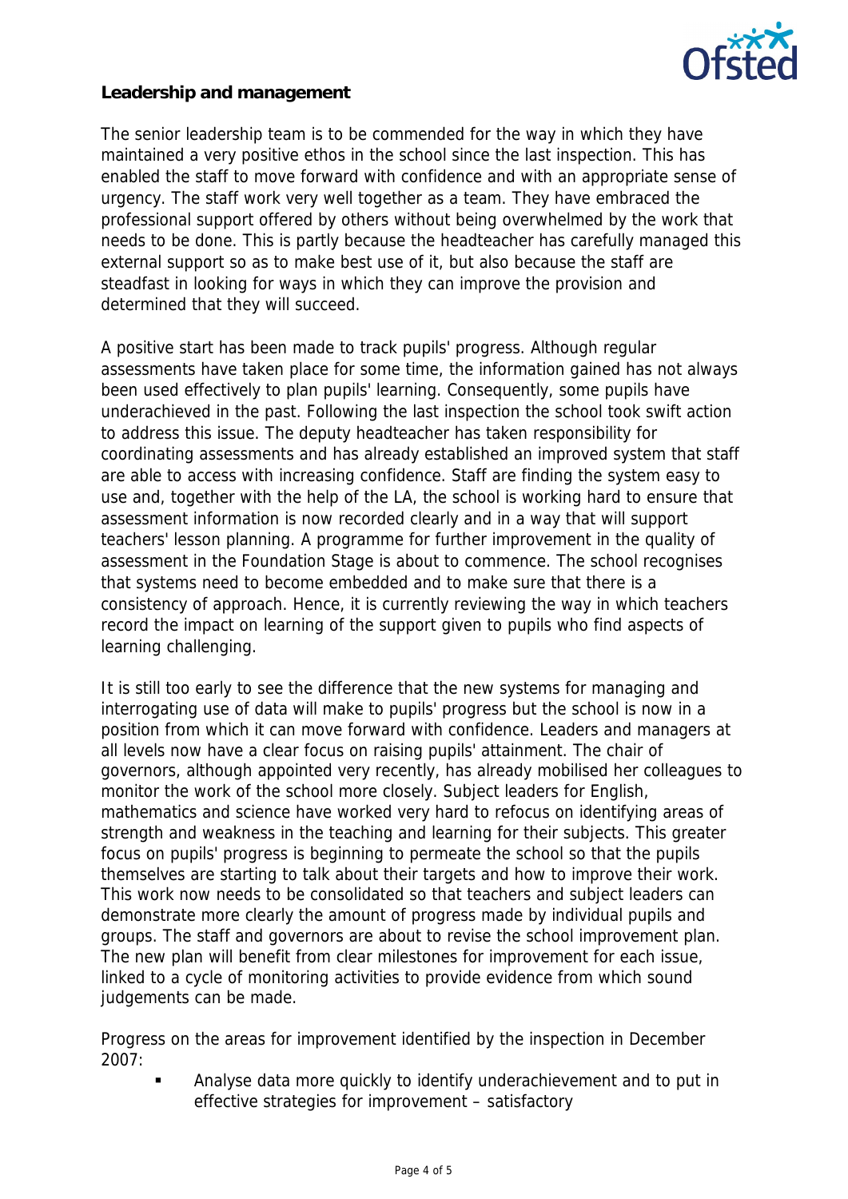**Leadership and management**

The senior leadership team is to be commended for the way in which they have maintained a very positive ethos in the school since the last inspection. This has enabled the staff to move forward with confidence and with an appropriate sense of urgency. The staff work very well together as a team. They have embraced the professional support offered by others without being overwhelmed by the work that needs to be done. This is partly because the headteacher has carefully managed this external support so as to make best use of it, but also because the staff are steadfast in looking for ways in which they can improve the provision and determined that they will succeed.

A positive start has been made to track pupils' progress. Although regular assessments have taken place for some time, the information gained has not always been used effectively to plan pupils' learning. Consequently, some pupils have underachieved in the past. Following the last inspection the school took swift action to address this issue. The deputy headteacher has taken responsibility for coordinating assessments and has already established an improved system that staff are able to access with increasing confidence. Staff are finding the system easy to use and, together with the help of the LA, the school is working hard to ensure that assessment information is now recorded clearly and in a way that will support teachers' lesson planning. A programme for further improvement in the quality of assessment in the Foundation Stage is about to commence. The school recognises that systems need to become embedded and to make sure that there is a consistency of approach. Hence, it is currently reviewing the way in which teachers record the impact on learning of the support given to pupils who find aspects of learning challenging.

It is still too early to see the difference that the new systems for managing and interrogating use of data will make to pupils' progress but the school is now in a position from which it can move forward with confidence. Leaders and managers at all levels now have a clear focus on raising pupils' attainment. The chair of governors, although appointed very recently, has already mobilised her colleagues to monitor the work of the school more closely. Subject leaders for English, mathematics and science have worked very hard to refocus on identifying areas of strength and weakness in the teaching and learning for their subjects. This greater focus on pupils' progress is beginning to permeate the school so that the pupils themselves are starting to talk about their targets and how to improve their work. This work now needs to be consolidated so that teachers and subject leaders can demonstrate more clearly the amount of progress made by individual pupils and groups. The staff and governors are about to revise the school improvement plan. The new plan will benefit from clear milestones for improvement for each issue, linked to a cycle of monitoring activities to provide evidence from which sound judgements can be made.

Progress on the areas for improvement identified by the inspection in December 2007:

- Analyse data more quickly to identify underachievement and to put in effective strategies for improvement – satisfactory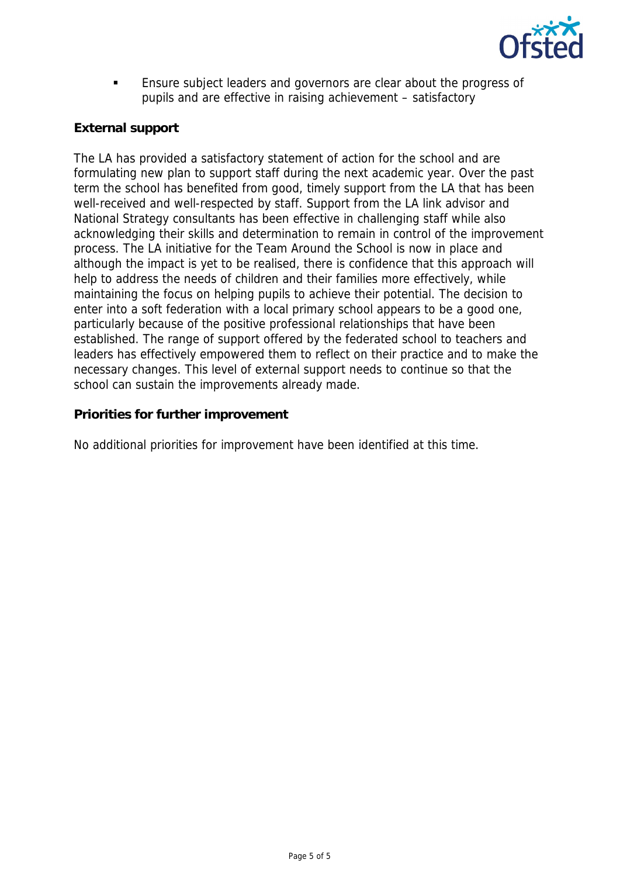- Ensure subject leaders and governors are clear about the progress of pupils and are effective in raising achievement – satisfactory

**External support**

The LA has provided a satisfactory statement of action for the school and are formulating new plan to support staff during the next academic year. Over the past term the school has benefited from good, timely support from the LA that has been well-received and well-respected by staff. Support from the LA link advisor and National Strategy consultants has been effective in challenging staff while also acknowledging their skills and determination to remain in control of the improvement process. The LA initiative for the Team Around the School is now in place and although the impact is yet to be realised, there is confidence that this approach will help to address the needs of children and their families more effectively, while maintaining the focus on helping pupils to achieve their potential. The decision to enter into a soft federation with a local primary school appears to be a good one, particularly because of the positive professional relationships that have been established. The range of support offered by the federated school to teachers and leaders has effectively empowered them to reflect on their practice and to make the necessary changes. This level of external support needs to continue so that the school can sustain the improvements already made.

**Priorities for further improvement**

No additional priorities for improvement have been identified at this time.